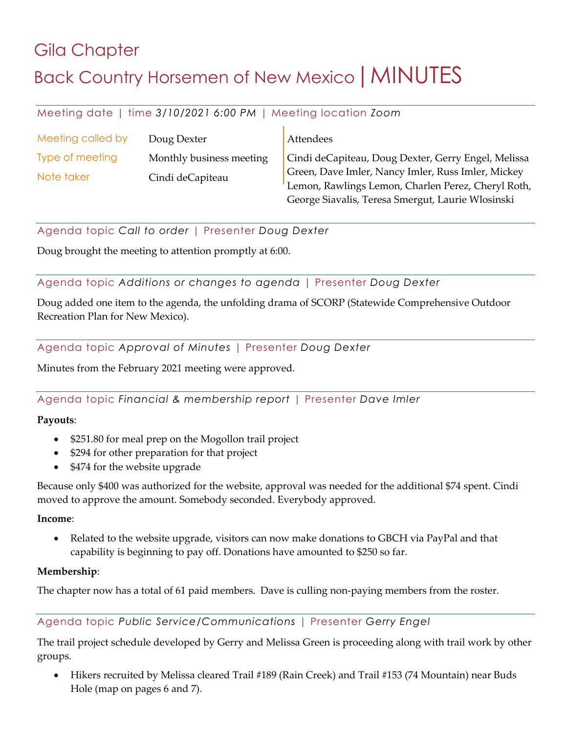# Gila Chapter

# Back Country Horsemen of New Mexico | MINUTES

Meeting date | time *3/10/2021 6:00 PM* | Meeting location *Zoom*

| | | Attendees |
|---|---|---|
| Meeting called by | Doug Dexter | Cindi deCapiteau, Doug Dexter, Gerry Engel, Melissa Green, Dave Imler, Nancy Imler, Russ Imler, Mickey Lemon, Rawlings Lemon, Charlen Perez, Cheryl Roth, George Siavalis, Teresa Smergut, Laurie Wlosinski |
| Type of meeting | Monthly business meeting | |
| Note taker | Cindi deCapiteau | |

## Agenda topic *Call to order* | Presenter *Doug Dexter*

Doug brought the meeting to attention promptly at 6:00.

## Agenda topic *Additions or changes to agenda* | Presenter *Doug Dexter*

Doug added one item to the agenda, the unfolding drama of SCORP (Statewide Comprehensive Outdoor Recreation Plan for New Mexico).

## Agenda topic *Approval of Minutes* | Presenter *Doug Dexter*

Minutes from the February 2021 meeting were approved.

## Agenda topic *Financial & membership report* | Presenter *Dave Imler*

**Payouts**:

- $251.80 for meal prep on the Mogollon trail project
- $294 for other preparation for that project
- $474 for the website upgrade

Because only $400 was authorized for the website, approval was needed for the additional $74 spent. Cindi moved to approve the amount. Somebody seconded. Everybody approved.

**Income**:

- Related to the website upgrade, visitors can now make donations to GBCH via PayPal and that capability is beginning to pay off. Donations have amounted to $250 so far.

**Membership**:

The chapter now has a total of 61 paid members. Dave is culling non-paying members from the roster.

## Agenda topic *Public Service/Communications* | Presenter *Gerry Engel*

The trail project schedule developed by Gerry and Melissa Green is proceeding along with trail work by other groups.

- Hikers recruited by Melissa cleared Trail #189 (Rain Creek) and Trail #153 (74 Mountain) near Buds Hole (map on pages 6 and 7).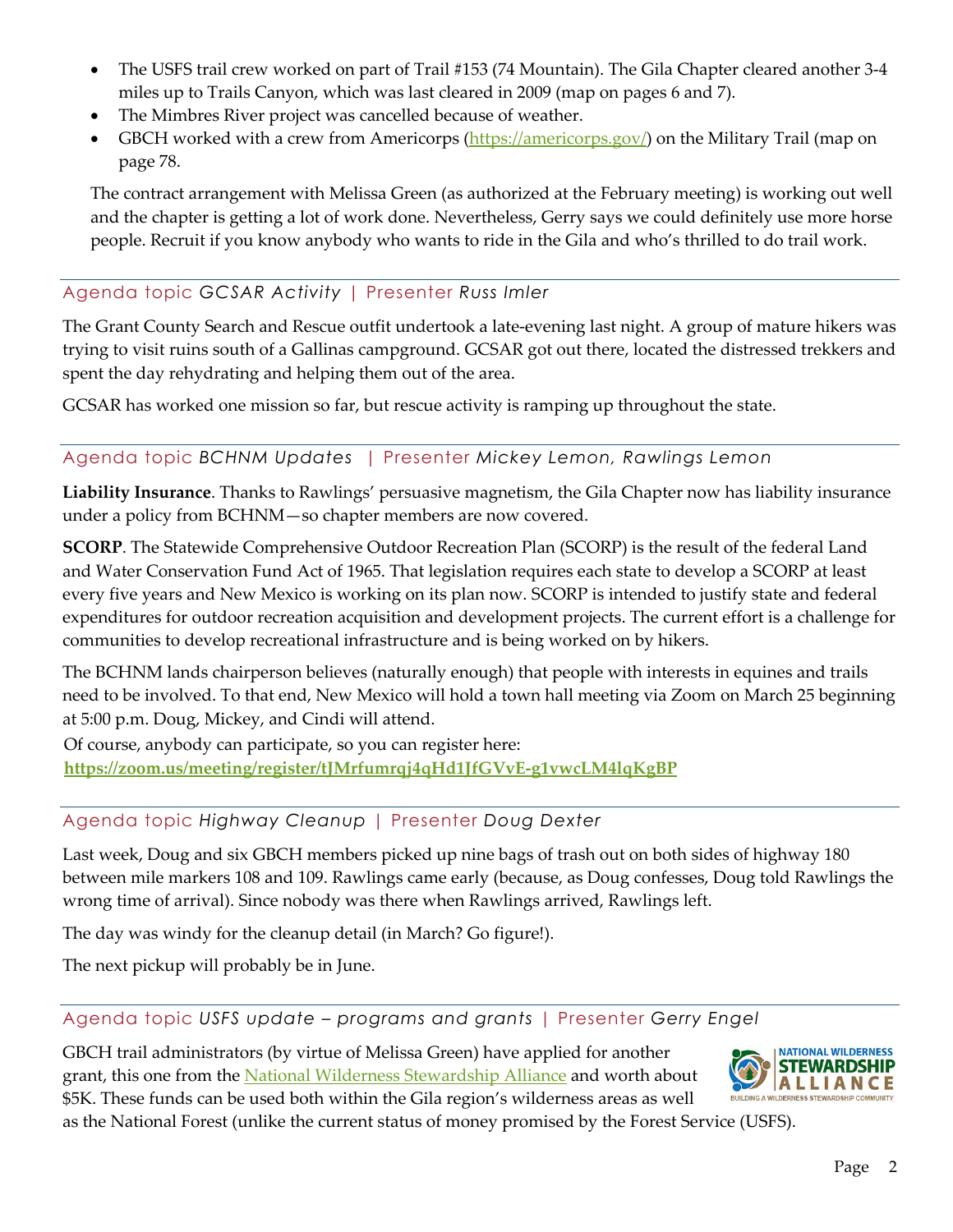- The USFS trail crew worked on part of Trail #153 (74 Mountain). The Gila Chapter cleared another 3-4 miles up to Trails Canyon, which was last cleared in 2009 (map on pages 6 and 7).
- The Mimbres River project was cancelled because of weather.
- GBCH worked with a crew from Americorps ([https://americorps.gov/](https://americorps.gov/)) on the Military Trail (map on page 78.

The contract arrangement with Melissa Green (as authorized at the February meeting) is working out well and the chapter is getting a lot of work done. Nevertheless, Gerry says we could definitely use more horse people. Recruit if you know anybody who wants to ride in the Gila and who's thrilled to do trail work.

## Agenda topic *GCSAR Activity* | Presenter *Russ Imler*

The Grant County Search and Rescue outfit undertook a late-evening last night. A group of mature hikers was trying to visit ruins south of a Gallinas campground. GCSAR got out there, located the distressed trekkers and spent the day rehydrating and helping them out of the area.

GCSAR has worked one mission so far, but rescue activity is ramping up throughout the state.

## Agenda topic *BCHNM Updates* | Presenter *Mickey Lemon, Rawlings Lemon*

**Liability Insurance**. Thanks to Rawlings' persuasive magnetism, the Gila Chapter now has liability insurance under a policy from BCHNM—so chapter members are now covered.

**SCORP**. The Statewide Comprehensive Outdoor Recreation Plan (SCORP) is the result of the federal Land and Water Conservation Fund Act of 1965. That legislation requires each state to develop a SCORP at least every five years and New Mexico is working on its plan now. SCORP is intended to justify state and federal expenditures for outdoor recreation acquisition and development projects. The current effort is a challenge for communities to develop recreational infrastructure and is being worked on by hikers.

The BCHNM lands chairperson believes (naturally enough) that people with interests in equines and trails need to be involved. To that end, New Mexico will hold a town hall meeting via Zoom on March 25 beginning at 5:00 p.m. Doug, Mickey, and Cindi will attend.

Of course, anybody can participate, so you can register here:
**[https://zoom.us/meeting/register/tJMrfumrqj4qHd1JfGVvE-g1vwcLM4lqKgBP](https://zoom.us/meeting/register/tJMrfumrqj4qHd1JfGVvE-g1vwcLM4lqKgBP)**

## Agenda topic *Highway Cleanup* | Presenter *Doug Dexter*

Last week, Doug and six GBCH members picked up nine bags of trash out on both sides of highway 180 between mile markers 108 and 109. Rawlings came early (because, as Doug confesses, Doug told Rawlings the wrong time of arrival). Since nobody was there when Rawlings arrived, Rawlings left.

The day was windy for the cleanup detail (in March? Go figure!).

The next pickup will probably be in June.

## Agenda topic *USFS update – programs and grants* | Presenter *Gerry Engel*

GBCH trail administrators (by virtue of Melissa Green) have applied for another grant, this one from the [National Wilderness Stewardship Alliance](#) and worth about $5K. These funds can be used both within the Gila region's wilderness areas as well as the National Forest (unlike the current status of money promised by the Forest Service (USFS).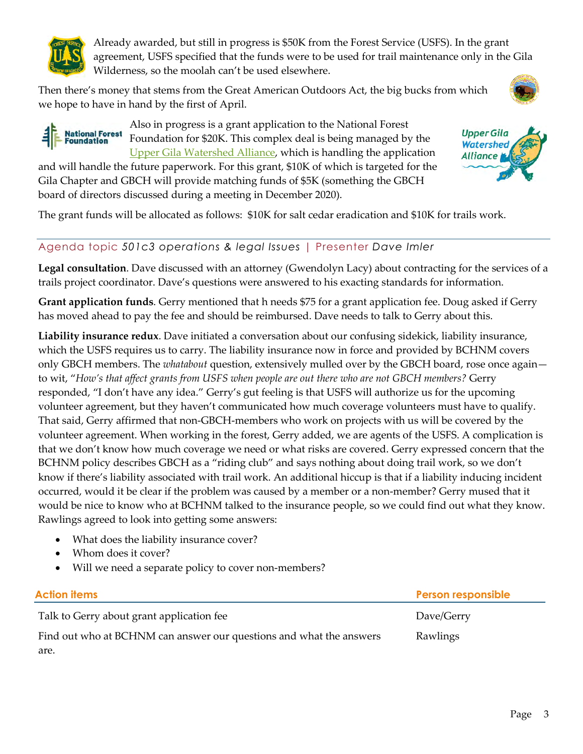Already awarded, but still in progress is $50K from the Forest Service (USFS). In the grant agreement, USFS specified that the funds were to be used for trail maintenance only in the Gila Wilderness, so the moolah can't be used elsewhere.

Then there's money that stems from the Great American Outdoors Act, the big bucks from which we hope to have in hand by the first of April.

Also in progress is a grant application to the National Forest Foundation for $20K. This complex deal is being managed by the Upper Gila Watershed Alliance, which is handling the application and will handle the future paperwork. For this grant, $10K of which is targeted for the Gila Chapter and GBCH will provide matching funds of $5K (something the GBCH board of directors discussed during a meeting in December 2020).

The grant funds will be allocated as follows: $10K for salt cedar eradication and $10K for trails work.

## Agenda topic *501c3 operations & legal Issues* | Presenter *Dave Imler*

**Legal consultation**. Dave discussed with an attorney (Gwendolyn Lacy) about contracting for the services of a trails project coordinator. Dave's questions were answered to his exacting standards for information.

**Grant application funds**. Gerry mentioned that h needs $75 for a grant application fee. Doug asked if Gerry has moved ahead to pay the fee and should be reimbursed. Dave needs to talk to Gerry about this.

**Liability insurance redux**. Dave initiated a conversation about our confusing sidekick, liability insurance, which the USFS requires us to carry. The liability insurance now in force and provided by BCHNM covers only GBCH members. The *whatabout* question, extensively mulled over by the GBCH board, rose once again—to wit, "*How's that affect grants from USFS when people are out there who are not GBCH members?* Gerry responded, "I don't have any idea." Gerry's gut feeling is that USFS will authorize us for the upcoming volunteer agreement, but they haven't communicated how much coverage volunteers must have to qualify. That said, Gerry affirmed that non-GBCH-members who work on projects with us will be covered by the volunteer agreement. When working in the forest, Gerry added, we are agents of the USFS. A complication is that we don't know how much coverage we need or what risks are covered. Gerry expressed concern that the BCHNM policy describes GBCH as a "riding club" and says nothing about doing trail work, so we don't know if there's liability associated with trail work. An additional hiccup is that if a liability inducing incident occurred, would it be clear if the problem was caused by a member or a non-member? Gerry mused that it would be nice to know who at BCHNM talked to the insurance people, so we could find out what they know. Rawlings agreed to look into getting some answers:

- What does the liability insurance cover?
- Whom does it cover?
- Will we need a separate policy to cover non-members?

| Action items | Person responsible |
|---|---|
| Talk to Gerry about grant application fee | Dave/Gerry |
| Find out who at BCHNM can answer our questions and what the answers are. | Rawlings |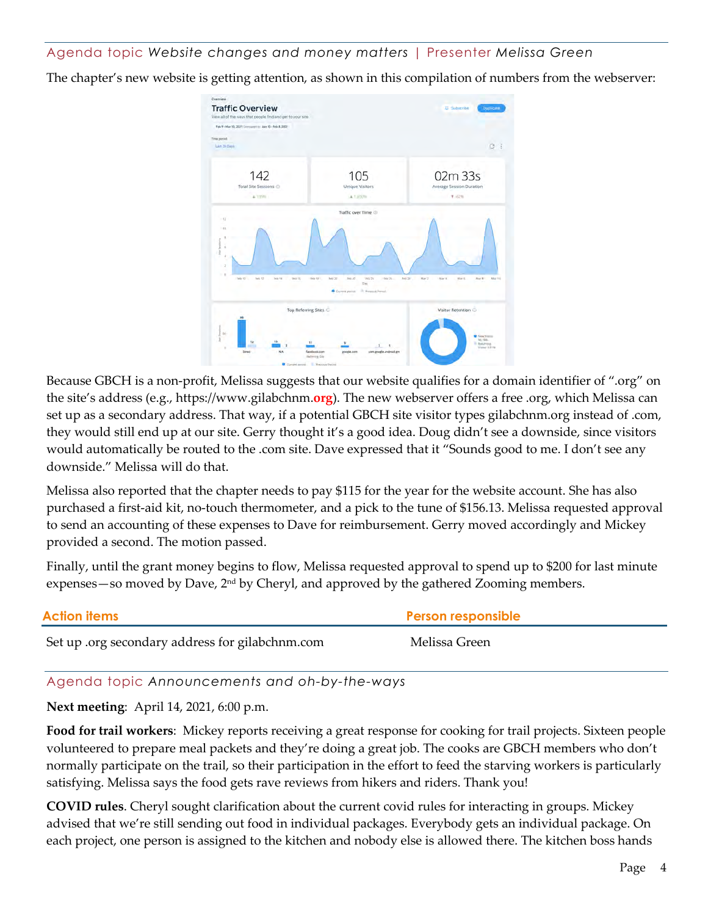## Agenda topic *Website changes and money matters* | Presenter *Melissa Green*

The chapter's new website is getting attention, as shown in this compilation of numbers from the webserver:

Because GBCH is a non-profit, Melissa suggests that our website qualifies for a domain identifier of ".org" on the site's address (e.g., https://www.gilabchnm.**org**). The new webserver offers a free .org, which Melissa can set up as a secondary address. That way, if a potential GBCH site visitor types gilabchnm.org instead of .com, they would still end up at our site. Gerry thought it's a good idea. Doug didn't see a downside, since visitors would automatically be routed to the .com site. Dave expressed that it "Sounds good to me. I don't see any downside." Melissa will do that.

Melissa also reported that the chapter needs to pay $115 for the year for the website account. She has also purchased a first-aid kit, no-touch thermometer, and a pick to the tune of $156.13. Melissa requested approval to send an accounting of these expenses to Dave for reimbursement. Gerry moved accordingly and Mickey provided a second. The motion passed.

Finally, until the grant money begins to flow, Melissa requested approval to spend up to $200 for last minute expenses—so moved by Dave, 2nd by Cheryl, and approved by the gathered Zooming members.

| Action items | Person responsible |
|---|---|
| Set up .org secondary address for gilabchnm.com | Melissa Green |

## Agenda topic *Announcements and oh-by-the-ways*

**Next meeting**: April 14, 2021, 6:00 p.m.

**Food for trail workers**: Mickey reports receiving a great response for cooking for trail projects. Sixteen people volunteered to prepare meal packets and they're doing a great job. The cooks are GBCH members who don't normally participate on the trail, so their participation in the effort to feed the starving workers is particularly satisfying. Melissa says the food gets rave reviews from hikers and riders. Thank you!

**COVID rules**. Cheryl sought clarification about the current covid rules for interacting in groups. Mickey advised that we're still sending out food in individual packages. Everybody gets an individual package. On each project, one person is assigned to the kitchen and nobody else is allowed there. The kitchen boss hands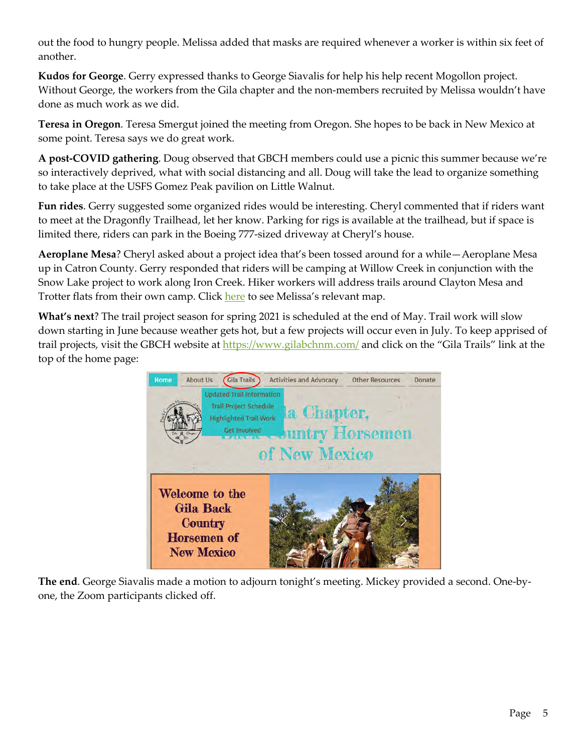out the food to hungry people. Melissa added that masks are required whenever a worker is within six feet of another.

**Kudos for George**. Gerry expressed thanks to George Siavalis for help his help recent Mogollon project. Without George, the workers from the Gila chapter and the non-members recruited by Melissa wouldn't have done as much work as we did.

**Teresa in Oregon**. Teresa Smergut joined the meeting from Oregon. She hopes to be back in New Mexico at some point. Teresa says we do great work.

**A post-COVID gathering**. Doug observed that GBCH members could use a picnic this summer because we're so interactively deprived, what with social distancing and all. Doug will take the lead to organize something to take place at the USFS Gomez Peak pavilion on Little Walnut.

**Fun rides**. Gerry suggested some organized rides would be interesting. Cheryl commented that if riders want to meet at the Dragonfly Trailhead, let her know. Parking for rigs is available at the trailhead, but if space is limited there, riders can park in the Boeing 777-sized driveway at Cheryl's house.

**Aeroplane Mesa**? Cheryl asked about a project idea that's been tossed around for a while—Aeroplane Mesa up in Catron County. Gerry responded that riders will be camping at Willow Creek in conjunction with the Snow Lake project to work along Iron Creek. Hiker workers will address trails around Clayton Mesa and Trotter flats from their own camp. Click here to see Melissa's relevant map.

**What's next**? The trail project season for spring 2021 is scheduled at the end of May. Trail work will slow down starting in June because weather gets hot, but a few projects will occur even in July. To keep apprised of trail projects, visit the GBCH website at https://www.gilabchnm.com/ and click on the "Gila Trails" link at the top of the home page:

**The end**. George Siavalis made a motion to adjourn tonight's meeting. Mickey provided a second. One-by-one, the Zoom participants clicked off.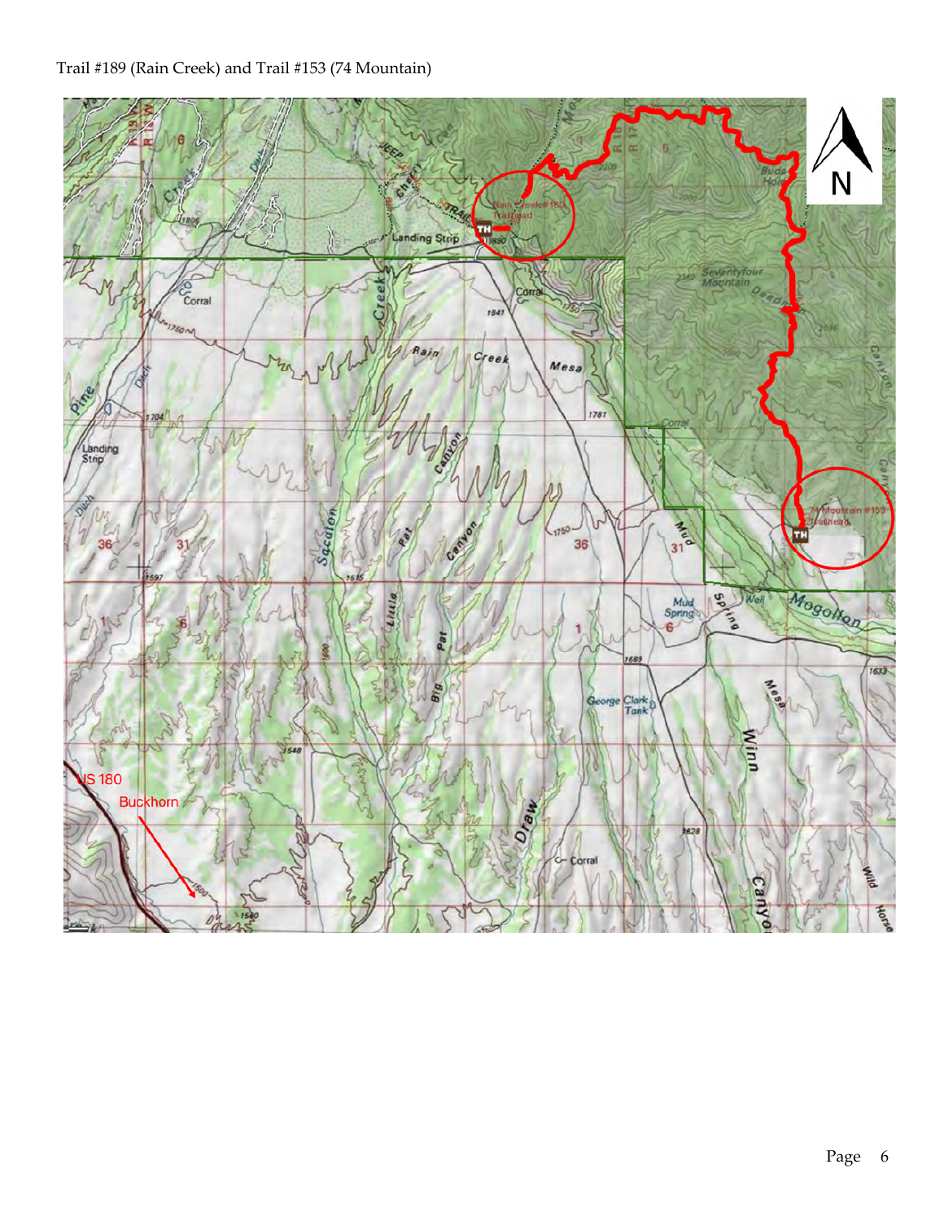Trail #189 (Rain Creek) and Trail #153 (74 Mountain)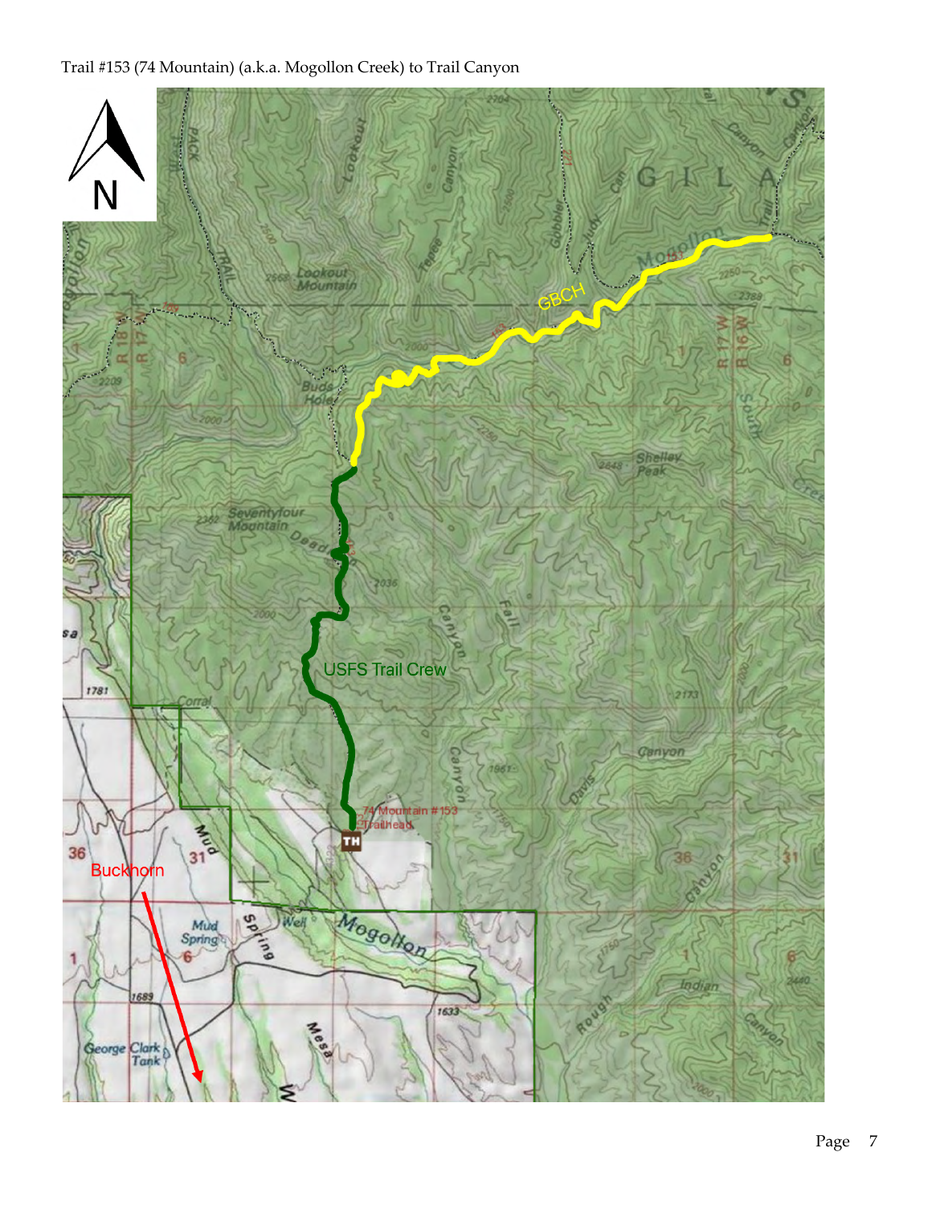Trail #153 (74 Mountain) (a.k.a. Mogollon Creek) to Trail Canyon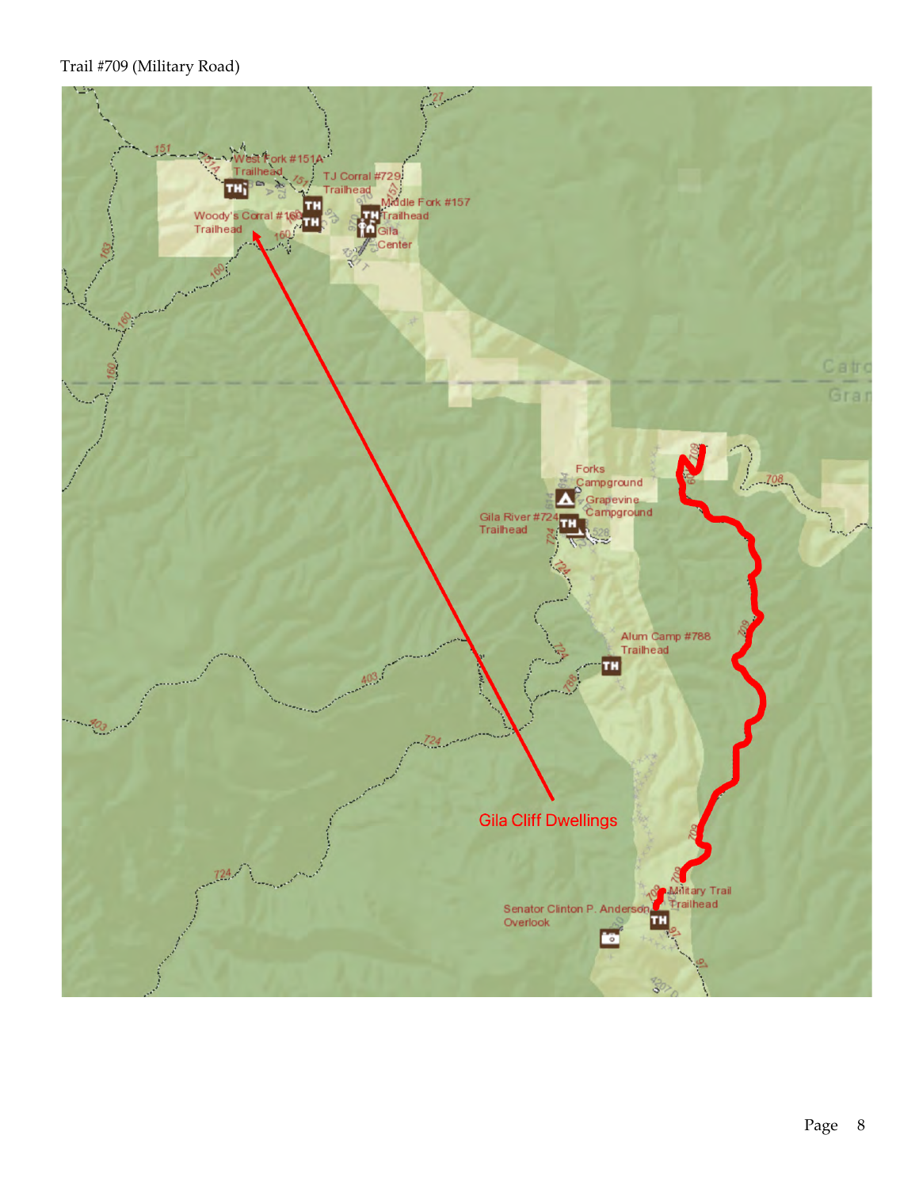Trail #709 (Military Road)

West Fork #151A Trailhead

TJ Corral #729 Trailhead

Middle Fork #157 Trailhead

Woody's Corral #160 Trailhead

Gila Center

Forks Campground

Grapevine Campground

Gila River #724 Trailhead

Alum Camp #788 Trailhead

Gila Cliff Dwellings

Military Trail Trailhead

Senator Clinton P. Anderson Overlook

151

27

160

163

403

724

788

708

709

97